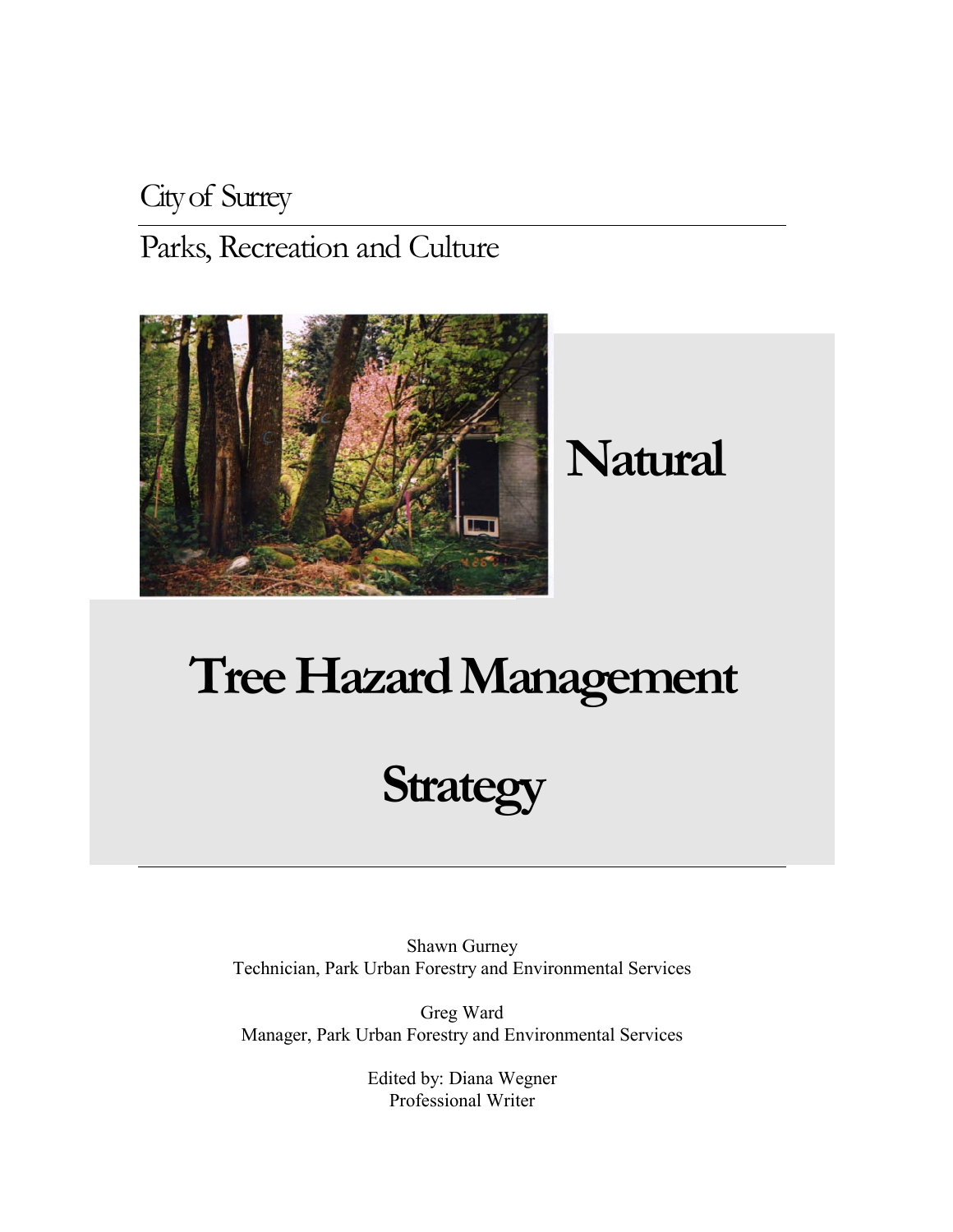City of Surrey

Parks, Recreation and Culture

# Natural Tree Hazard Management Strategy

Shawn Gurney
Technician, Park Urban Forestry and Environmental Services

Greg Ward
Manager, Park Urban Forestry and Environmental Services

Edited by: Diana Wegner
Professional Writer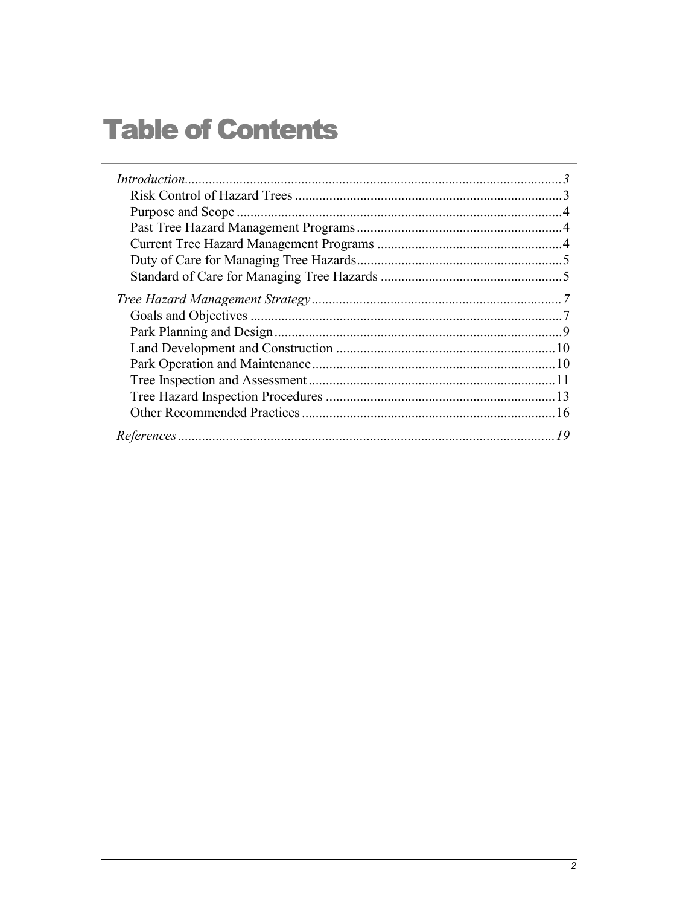# Table of Contents

*Introduction* ........................................................................................................ *3*
- Risk Control of Hazard Trees ........................................................................ 3
- Purpose and Scope ........................................................................................ 4
- Past Tree Hazard Management Programs ...................................................... 4
- Current Tree Hazard Management Programs ................................................ 4
- Duty of Care for Managing Tree Hazards ...................................................... 5
- Standard of Care for Managing Tree Hazards ............................................... 5

*Tree Hazard Management Strategy* .................................................................... *7*
- Goals and Objectives ..................................................................................... 7
- Park Planning and Design .............................................................................. 9
- Land Development and Construction .......................................................... 10
- Park Operation and Maintenance ................................................................. 10
- Tree Inspection and Assessment .................................................................. 11
- Tree Hazard Inspection Procedures ............................................................. 13
- Other Recommended Practices .................................................................... 16

*References* ......................................................................................................... *19*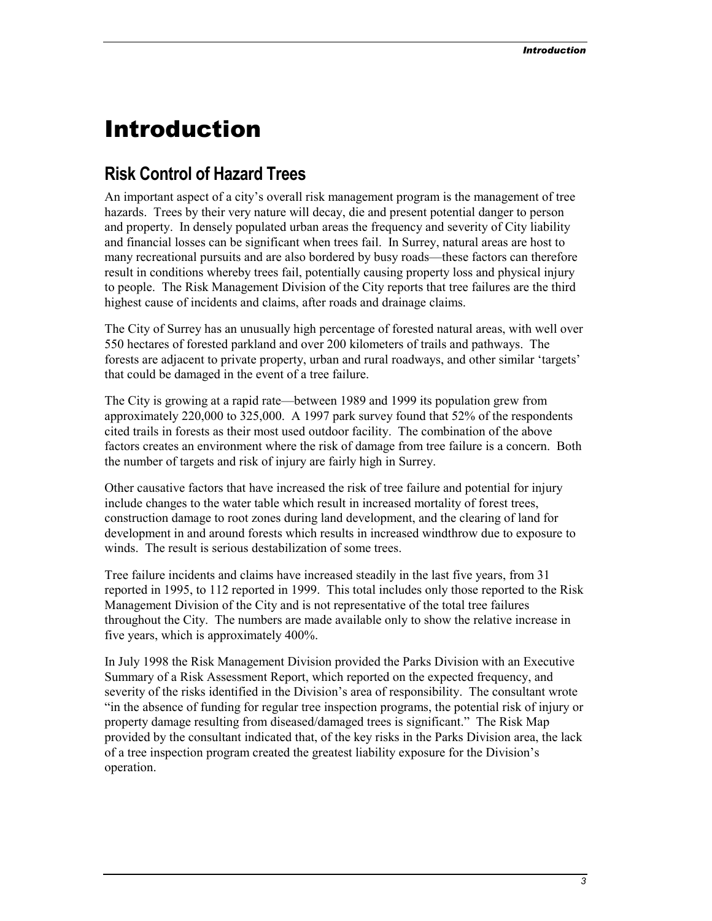# Introduction

## Risk Control of Hazard Trees

An important aspect of a city's overall risk management program is the management of tree hazards. Trees by their very nature will decay, die and present potential danger to person and property. In densely populated urban areas the frequency and severity of City liability and financial losses can be significant when trees fail. In Surrey, natural areas are host to many recreational pursuits and are also bordered by busy roads—these factors can therefore result in conditions whereby trees fail, potentially causing property loss and physical injury to people. The Risk Management Division of the City reports that tree failures are the third highest cause of incidents and claims, after roads and drainage claims.

The City of Surrey has an unusually high percentage of forested natural areas, with well over 550 hectares of forested parkland and over 200 kilometers of trails and pathways. The forests are adjacent to private property, urban and rural roadways, and other similar 'targets' that could be damaged in the event of a tree failure.

The City is growing at a rapid rate—between 1989 and 1999 its population grew from approximately 220,000 to 325,000. A 1997 park survey found that 52% of the respondents cited trails in forests as their most used outdoor facility. The combination of the above factors creates an environment where the risk of damage from tree failure is a concern. Both the number of targets and risk of injury are fairly high in Surrey.

Other causative factors that have increased the risk of tree failure and potential for injury include changes to the water table which result in increased mortality of forest trees, construction damage to root zones during land development, and the clearing of land for development in and around forests which results in increased windthrow due to exposure to winds. The result is serious destabilization of some trees.

Tree failure incidents and claims have increased steadily in the last five years, from 31 reported in 1995, to 112 reported in 1999. This total includes only those reported to the Risk Management Division of the City and is not representative of the total tree failures throughout the City. The numbers are made available only to show the relative increase in five years, which is approximately 400%.

In July 1998 the Risk Management Division provided the Parks Division with an Executive Summary of a Risk Assessment Report, which reported on the expected frequency, and severity of the risks identified in the Division's area of responsibility. The consultant wrote "in the absence of funding for regular tree inspection programs, the potential risk of injury or property damage resulting from diseased/damaged trees is significant." The Risk Map provided by the consultant indicated that, of the key risks in the Parks Division area, the lack of a tree inspection program created the greatest liability exposure for the Division's operation.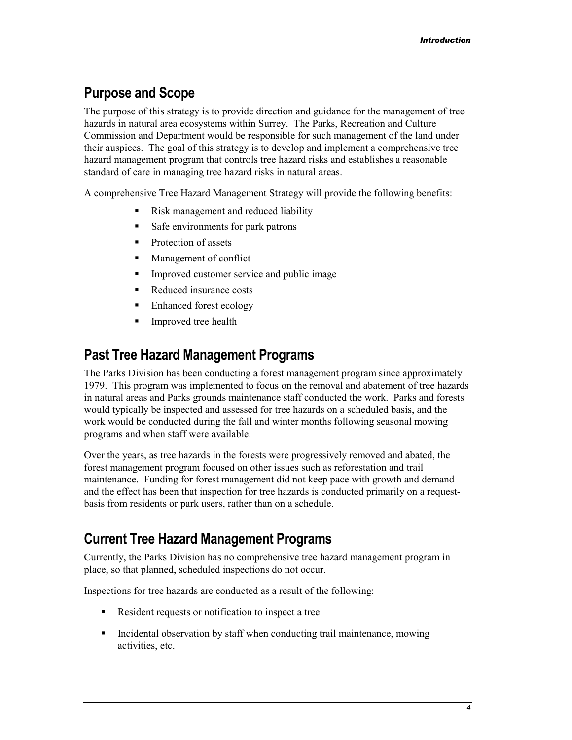## Purpose and Scope

The purpose of this strategy is to provide direction and guidance for the management of tree hazards in natural area ecosystems within Surrey. The Parks, Recreation and Culture Commission and Department would be responsible for such management of the land under their auspices. The goal of this strategy is to develop and implement a comprehensive tree hazard management program that controls tree hazard risks and establishes a reasonable standard of care in managing tree hazard risks in natural areas.

A comprehensive Tree Hazard Management Strategy will provide the following benefits:

- Risk management and reduced liability
- Safe environments for park patrons
- Protection of assets
- Management of conflict
- Improved customer service and public image
- Reduced insurance costs
- Enhanced forest ecology
- Improved tree health

## Past Tree Hazard Management Programs

The Parks Division has been conducting a forest management program since approximately 1979. This program was implemented to focus on the removal and abatement of tree hazards in natural areas and Parks grounds maintenance staff conducted the work. Parks and forests would typically be inspected and assessed for tree hazards on a scheduled basis, and the work would be conducted during the fall and winter months following seasonal mowing programs and when staff were available.

Over the years, as tree hazards in the forests were progressively removed and abated, the forest management program focused on other issues such as reforestation and trail maintenance. Funding for forest management did not keep pace with growth and demand and the effect has been that inspection for tree hazards is conducted primarily on a request-basis from residents or park users, rather than on a schedule.

## Current Tree Hazard Management Programs

Currently, the Parks Division has no comprehensive tree hazard management program in place, so that planned, scheduled inspections do not occur.

Inspections for tree hazards are conducted as a result of the following:

- Resident requests or notification to inspect a tree
- Incidental observation by staff when conducting trail maintenance, mowing activities, etc.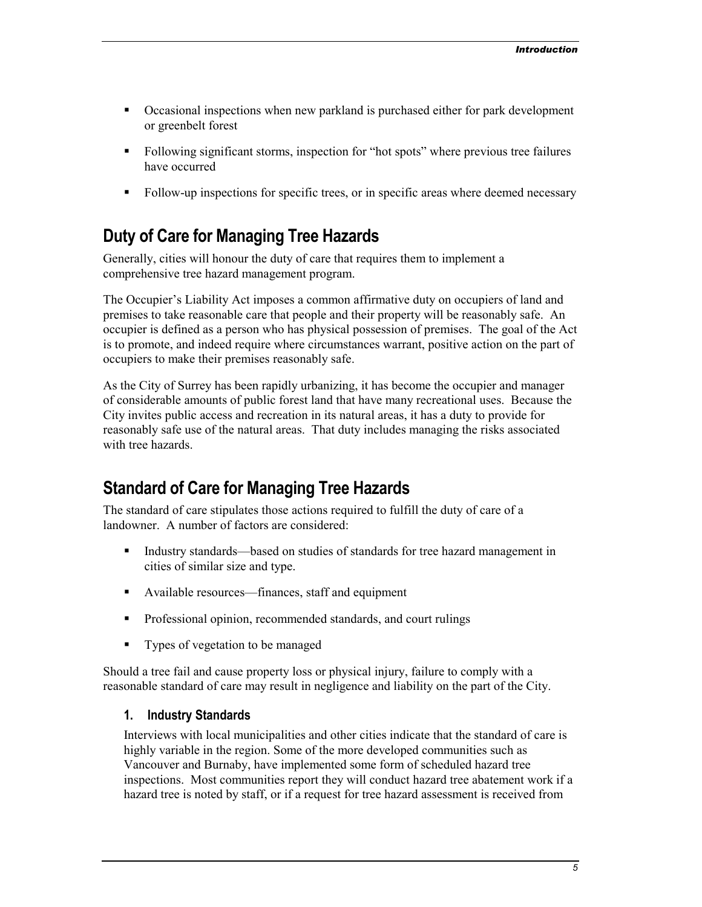- Occasional inspections when new parkland is purchased either for park development or greenbelt forest
- Following significant storms, inspection for "hot spots" where previous tree failures have occurred
- Follow-up inspections for specific trees, or in specific areas where deemed necessary

## Duty of Care for Managing Tree Hazards

Generally, cities will honour the duty of care that requires them to implement a comprehensive tree hazard management program.

The Occupier's Liability Act imposes a common affirmative duty on occupiers of land and premises to take reasonable care that people and their property will be reasonably safe. An occupier is defined as a person who has physical possession of premises. The goal of the Act is to promote, and indeed require where circumstances warrant, positive action on the part of occupiers to make their premises reasonably safe.

As the City of Surrey has been rapidly urbanizing, it has become the occupier and manager of considerable amounts of public forest land that have many recreational uses. Because the City invites public access and recreation in its natural areas, it has a duty to provide for reasonably safe use of the natural areas. That duty includes managing the risks associated with tree hazards.

## Standard of Care for Managing Tree Hazards

The standard of care stipulates those actions required to fulfill the duty of care of a landowner. A number of factors are considered:

- Industry standards—based on studies of standards for tree hazard management in cities of similar size and type.
- Available resources—finances, staff and equipment
- Professional opinion, recommended standards, and court rulings
- Types of vegetation to be managed

Should a tree fail and cause property loss or physical injury, failure to comply with a reasonable standard of care may result in negligence and liability on the part of the City.

### 1. Industry Standards

Interviews with local municipalities and other cities indicate that the standard of care is highly variable in the region. Some of the more developed communities such as Vancouver and Burnaby, have implemented some form of scheduled hazard tree inspections. Most communities report they will conduct hazard tree abatement work if a hazard tree is noted by staff, or if a request for tree hazard assessment is received from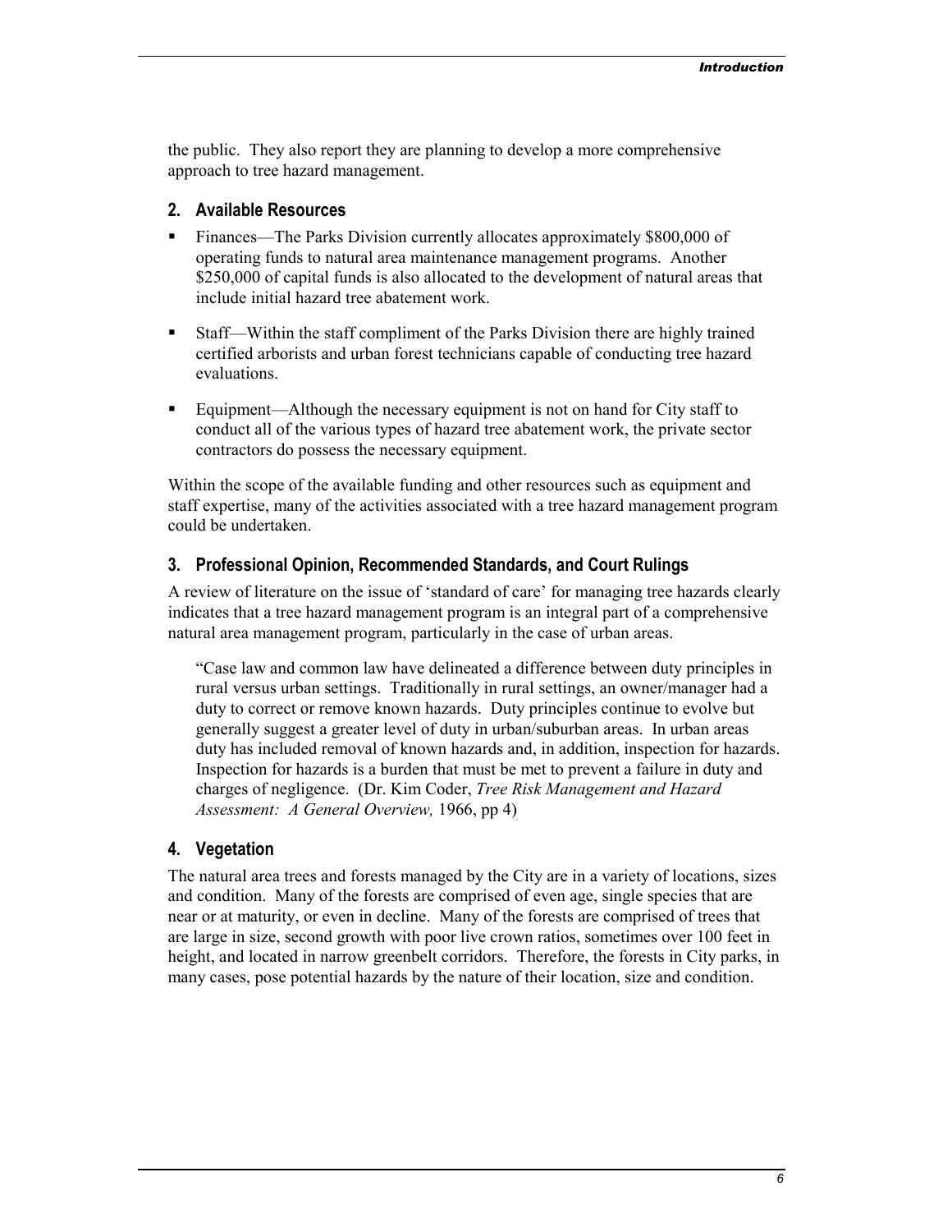the public. They also report they are planning to develop a more comprehensive approach to tree hazard management.

### 2. Available Resources

- Finances—The Parks Division currently allocates approximately $800,000 of operating funds to natural area maintenance management programs. Another $250,000 of capital funds is also allocated to the development of natural areas that include initial hazard tree abatement work.
- Staff—Within the staff compliment of the Parks Division there are highly trained certified arborists and urban forest technicians capable of conducting tree hazard evaluations.
- Equipment—Although the necessary equipment is not on hand for City staff to conduct all of the various types of hazard tree abatement work, the private sector contractors do possess the necessary equipment.

Within the scope of the available funding and other resources such as equipment and staff expertise, many of the activities associated with a tree hazard management program could be undertaken.

### 3. Professional Opinion, Recommended Standards, and Court Rulings

A review of literature on the issue of 'standard of care' for managing tree hazards clearly indicates that a tree hazard management program is an integral part of a comprehensive natural area management program, particularly in the case of urban areas.

> "Case law and common law have delineated a difference between duty principles in rural versus urban settings. Traditionally in rural settings, an owner/manager had a duty to correct or remove known hazards. Duty principles continue to evolve but generally suggest a greater level of duty in urban/suburban areas. In urban areas duty has included removal of known hazards and, in addition, inspection for hazards. Inspection for hazards is a burden that must be met to prevent a failure in duty and charges of negligence. (Dr. Kim Coder, *Tree Risk Management and Hazard Assessment: A General Overview,* 1966, pp 4)

### 4. Vegetation

The natural area trees and forests managed by the City are in a variety of locations, sizes and condition. Many of the forests are comprised of even age, single species that are near or at maturity, or even in decline. Many of the forests are comprised of trees that are large in size, second growth with poor live crown ratios, sometimes over 100 feet in height, and located in narrow greenbelt corridors. Therefore, the forests in City parks, in many cases, pose potential hazards by the nature of their location, size and condition.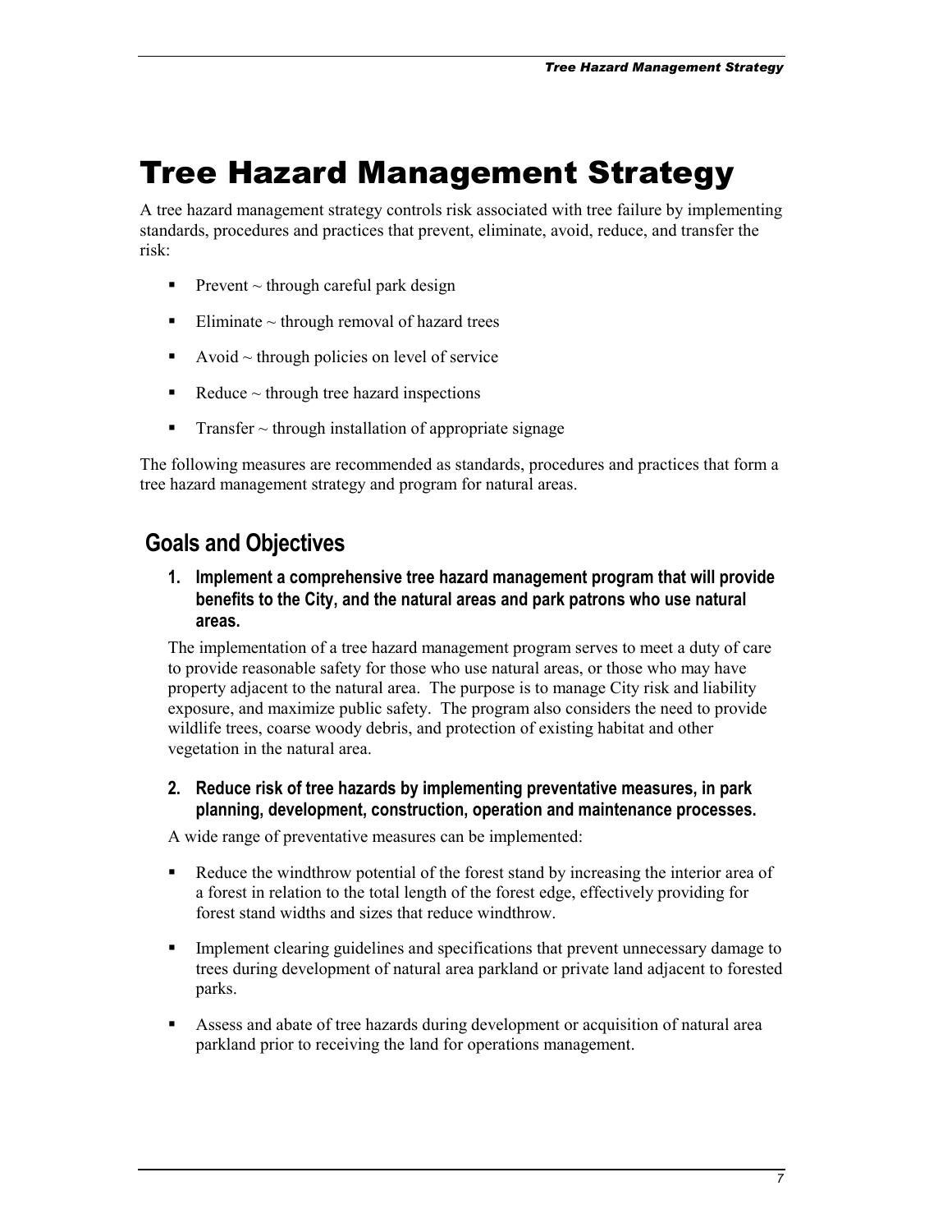# Tree Hazard Management Strategy

A tree hazard management strategy controls risk associated with tree failure by implementing standards, procedures and practices that prevent, eliminate, avoid, reduce, and transfer the risk:

- Prevent ~ through careful park design
- Eliminate ~ through removal of hazard trees
- Avoid ~ through policies on level of service
- Reduce ~ through tree hazard inspections
- Transfer ~ through installation of appropriate signage

The following measures are recommended as standards, procedures and practices that form a tree hazard management strategy and program for natural areas.

## Goals and Objectives

**1. Implement a comprehensive tree hazard management program that will provide benefits to the City, and the natural areas and park patrons who use natural areas.**

The implementation of a tree hazard management program serves to meet a duty of care to provide reasonable safety for those who use natural areas, or those who may have property adjacent to the natural area. The purpose is to manage City risk and liability exposure, and maximize public safety. The program also considers the need to provide wildlife trees, coarse woody debris, and protection of existing habitat and other vegetation in the natural area.

**2. Reduce risk of tree hazards by implementing preventative measures, in park planning, development, construction, operation and maintenance processes.**

A wide range of preventative measures can be implemented:

- Reduce the windthrow potential of the forest stand by increasing the interior area of a forest in relation to the total length of the forest edge, effectively providing for forest stand widths and sizes that reduce windthrow.
- Implement clearing guidelines and specifications that prevent unnecessary damage to trees during development of natural area parkland or private land adjacent to forested parks.
- Assess and abate of tree hazards during development or acquisition of natural area parkland prior to receiving the land for operations management.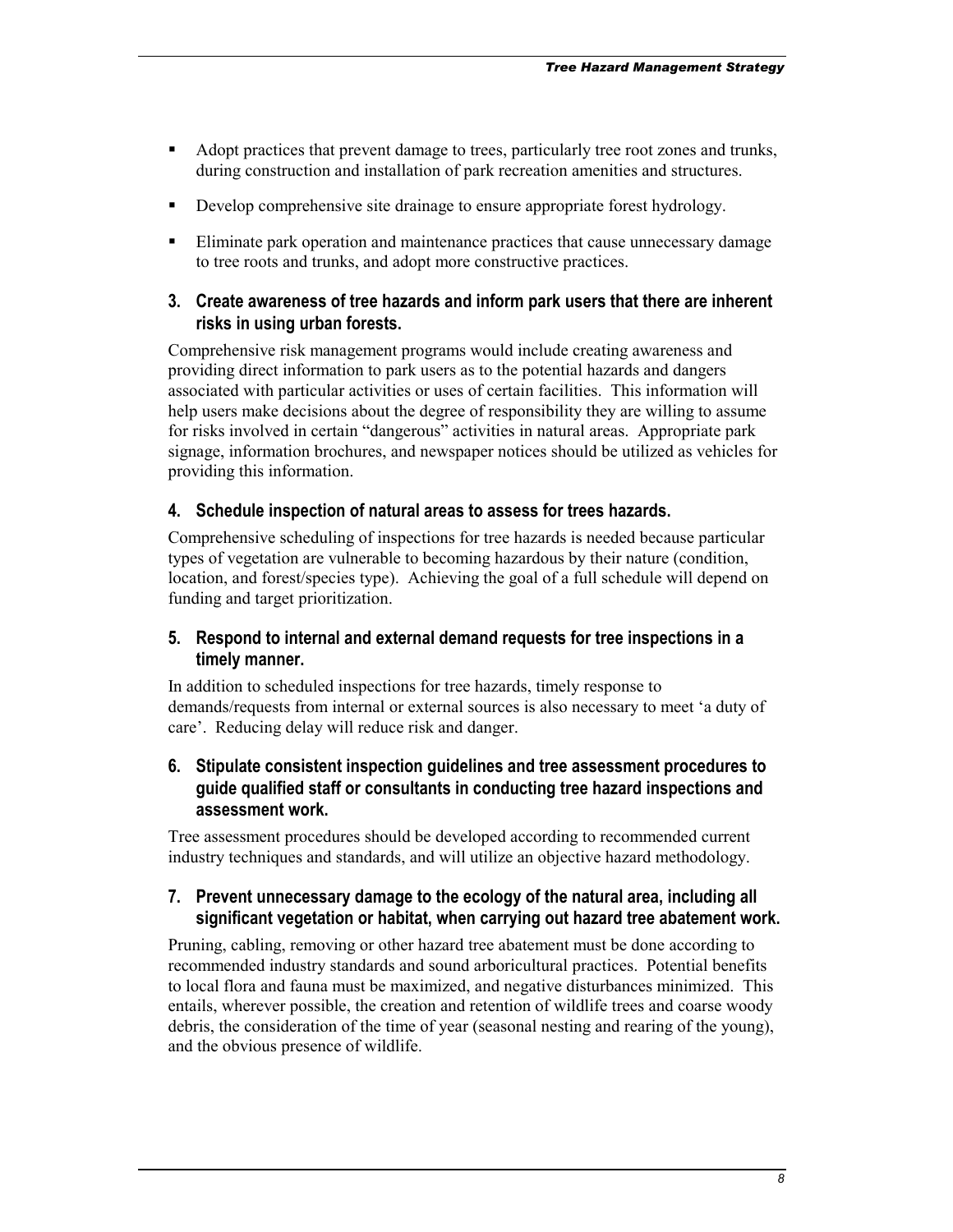- Adopt practices that prevent damage to trees, particularly tree root zones and trunks, during construction and installation of park recreation amenities and structures.
- Develop comprehensive site drainage to ensure appropriate forest hydrology.
- Eliminate park operation and maintenance practices that cause unnecessary damage to tree roots and trunks, and adopt more constructive practices.

### 3. Create awareness of tree hazards and inform park users that there are inherent risks in using urban forests.

Comprehensive risk management programs would include creating awareness and providing direct information to park users as to the potential hazards and dangers associated with particular activities or uses of certain facilities. This information will help users make decisions about the degree of responsibility they are willing to assume for risks involved in certain "dangerous" activities in natural areas. Appropriate park signage, information brochures, and newspaper notices should be utilized as vehicles for providing this information.

### 4. Schedule inspection of natural areas to assess for trees hazards.

Comprehensive scheduling of inspections for tree hazards is needed because particular types of vegetation are vulnerable to becoming hazardous by their nature (condition, location, and forest/species type). Achieving the goal of a full schedule will depend on funding and target prioritization.

### 5. Respond to internal and external demand requests for tree inspections in a timely manner.

In addition to scheduled inspections for tree hazards, timely response to demands/requests from internal or external sources is also necessary to meet 'a duty of care'. Reducing delay will reduce risk and danger.

### 6. Stipulate consistent inspection guidelines and tree assessment procedures to guide qualified staff or consultants in conducting tree hazard inspections and assessment work.

Tree assessment procedures should be developed according to recommended current industry techniques and standards, and will utilize an objective hazard methodology.

### 7. Prevent unnecessary damage to the ecology of the natural area, including all significant vegetation or habitat, when carrying out hazard tree abatement work.

Pruning, cabling, removing or other hazard tree abatement must be done according to recommended industry standards and sound arboricultural practices. Potential benefits to local flora and fauna must be maximized, and negative disturbances minimized. This entails, wherever possible, the creation and retention of wildlife trees and coarse woody debris, the consideration of the time of year (seasonal nesting and rearing of the young), and the obvious presence of wildlife.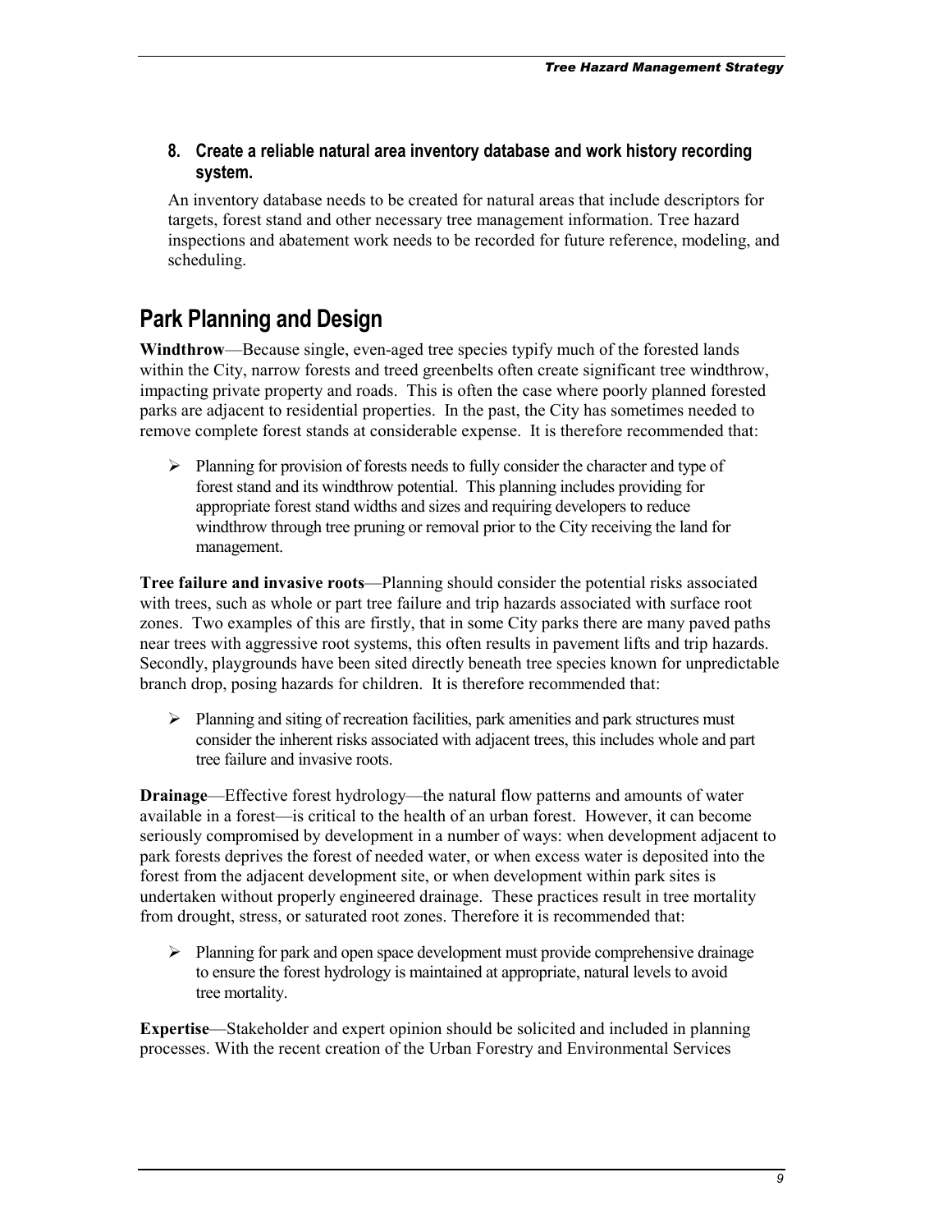**8. Create a reliable natural area inventory database and work history recording system.**

An inventory database needs to be created for natural areas that include descriptors for targets, forest stand and other necessary tree management information. Tree hazard inspections and abatement work needs to be recorded for future reference, modeling, and scheduling.

## Park Planning and Design

**Windthrow**—Because single, even-aged tree species typify much of the forested lands within the City, narrow forests and treed greenbelts often create significant tree windthrow, impacting private property and roads. This is often the case where poorly planned forested parks are adjacent to residential properties. In the past, the City has sometimes needed to remove complete forest stands at considerable expense. It is therefore recommended that:

- Planning for provision of forests needs to fully consider the character and type of forest stand and its windthrow potential. This planning includes providing for appropriate forest stand widths and sizes and requiring developers to reduce windthrow through tree pruning or removal prior to the City receiving the land for management.

**Tree failure and invasive roots**—Planning should consider the potential risks associated with trees, such as whole or part tree failure and trip hazards associated with surface root zones. Two examples of this are firstly, that in some City parks there are many paved paths near trees with aggressive root systems, this often results in pavement lifts and trip hazards. Secondly, playgrounds have been sited directly beneath tree species known for unpredictable branch drop, posing hazards for children. It is therefore recommended that:

- Planning and siting of recreation facilities, park amenities and park structures must consider the inherent risks associated with adjacent trees, this includes whole and part tree failure and invasive roots.

**Drainage**—Effective forest hydrology—the natural flow patterns and amounts of water available in a forest—is critical to the health of an urban forest. However, it can become seriously compromised by development in a number of ways: when development adjacent to park forests deprives the forest of needed water, or when excess water is deposited into the forest from the adjacent development site, or when development within park sites is undertaken without properly engineered drainage. These practices result in tree mortality from drought, stress, or saturated root zones. Therefore it is recommended that:

- Planning for park and open space development must provide comprehensive drainage to ensure the forest hydrology is maintained at appropriate, natural levels to avoid tree mortality.

**Expertise**—Stakeholder and expert opinion should be solicited and included in planning processes. With the recent creation of the Urban Forestry and Environmental Services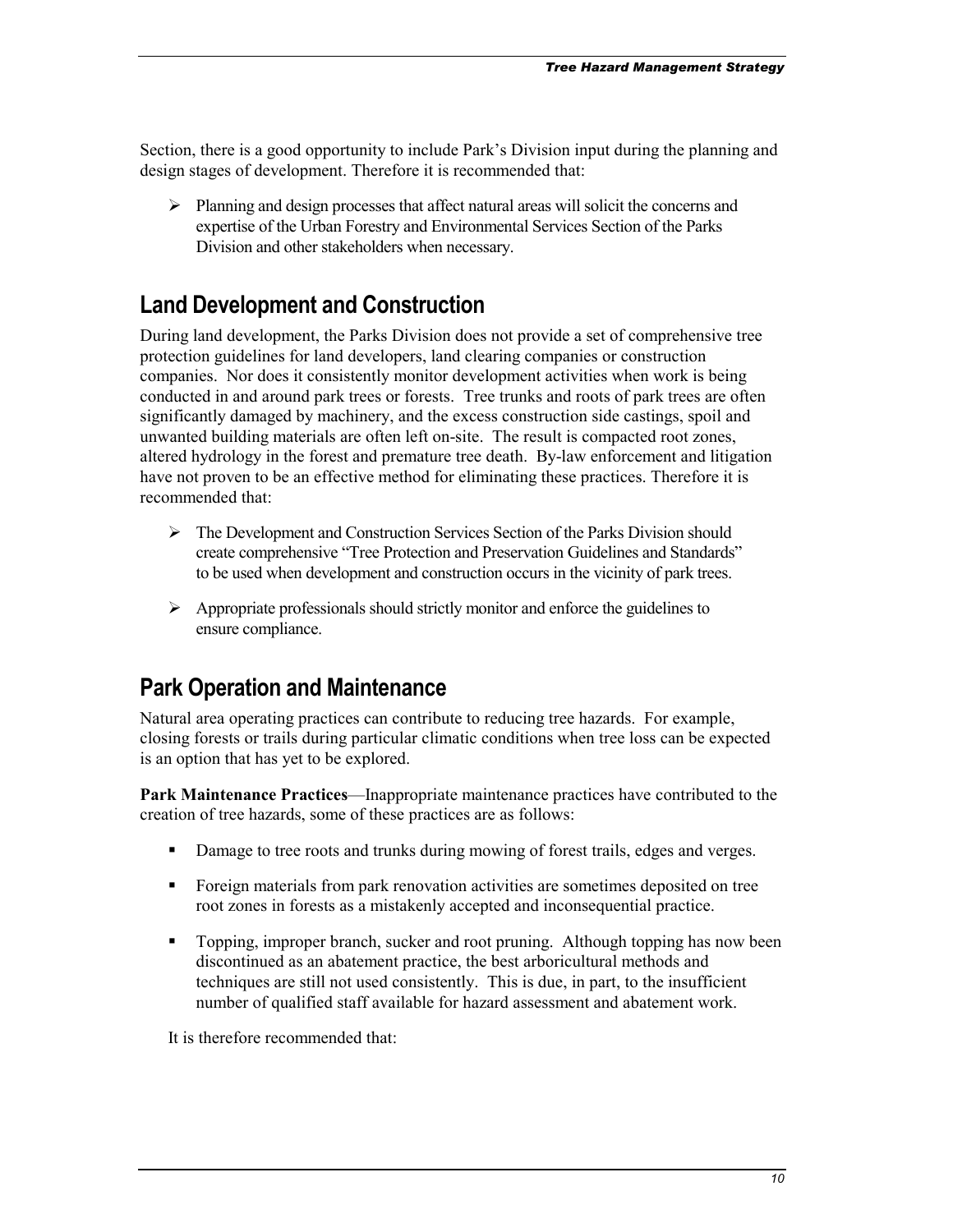Section, there is a good opportunity to include Park's Division input during the planning and design stages of development. Therefore it is recommended that:

- Planning and design processes that affect natural areas will solicit the concerns and expertise of the Urban Forestry and Environmental Services Section of the Parks Division and other stakeholders when necessary.

## Land Development and Construction

During land development, the Parks Division does not provide a set of comprehensive tree protection guidelines for land developers, land clearing companies or construction companies. Nor does it consistently monitor development activities when work is being conducted in and around park trees or forests. Tree trunks and roots of park trees are often significantly damaged by machinery, and the excess construction side castings, spoil and unwanted building materials are often left on-site. The result is compacted root zones, altered hydrology in the forest and premature tree death. By-law enforcement and litigation have not proven to be an effective method for eliminating these practices. Therefore it is recommended that:

- The Development and Construction Services Section of the Parks Division should create comprehensive "Tree Protection and Preservation Guidelines and Standards" to be used when development and construction occurs in the vicinity of park trees.
- Appropriate professionals should strictly monitor and enforce the guidelines to ensure compliance.

## Park Operation and Maintenance

Natural area operating practices can contribute to reducing tree hazards. For example, closing forests or trails during particular climatic conditions when tree loss can be expected is an option that has yet to be explored.

**Park Maintenance Practices**—Inappropriate maintenance practices have contributed to the creation of tree hazards, some of these practices are as follows:

- Damage to tree roots and trunks during mowing of forest trails, edges and verges.
- Foreign materials from park renovation activities are sometimes deposited on tree root zones in forests as a mistakenly accepted and inconsequential practice.
- Topping, improper branch, sucker and root pruning. Although topping has now been discontinued as an abatement practice, the best arboricultural methods and techniques are still not used consistently. This is due, in part, to the insufficient number of qualified staff available for hazard assessment and abatement work.

It is therefore recommended that: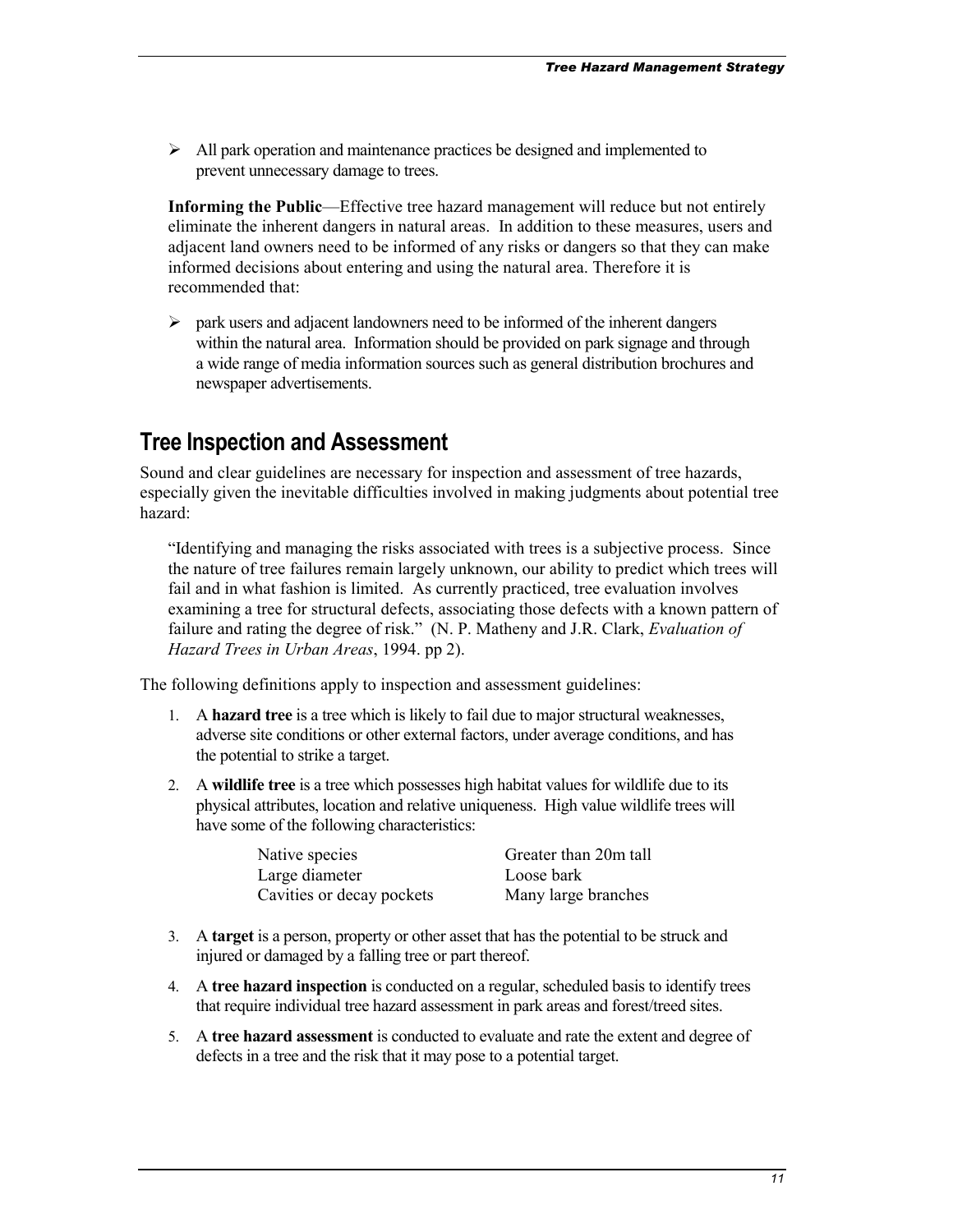- All park operation and maintenance practices be designed and implemented to prevent unnecessary damage to trees.

**Informing the Public**—Effective tree hazard management will reduce but not entirely eliminate the inherent dangers in natural areas. In addition to these measures, users and adjacent land owners need to be informed of any risks or dangers so that they can make informed decisions about entering and using the natural area. Therefore it is recommended that:

- park users and adjacent landowners need to be informed of the inherent dangers within the natural area. Information should be provided on park signage and through a wide range of media information sources such as general distribution brochures and newspaper advertisements.

## Tree Inspection and Assessment

Sound and clear guidelines are necessary for inspection and assessment of tree hazards, especially given the inevitable difficulties involved in making judgments about potential tree hazard:

> "Identifying and managing the risks associated with trees is a subjective process. Since the nature of tree failures remain largely unknown, our ability to predict which trees will fail and in what fashion is limited. As currently practiced, tree evaluation involves examining a tree for structural defects, associating those defects with a known pattern of failure and rating the degree of risk." (N. P. Matheny and J.R. Clark, *Evaluation of Hazard Trees in Urban Areas*, 1994. pp 2).

The following definitions apply to inspection and assessment guidelines:

1. A **hazard tree** is a tree which is likely to fail due to major structural weaknesses, adverse site conditions or other external factors, under average conditions, and has the potential to strike a target.
2. A **wildlife tree** is a tree which possesses high habitat values for wildlife due to its physical attributes, location and relative uniqueness. High value wildlife trees will have some of the following characteristics:

   | | |
   |---|---|
   | Native species | Greater than 20m tall |
   | Large diameter | Loose bark |
   | Cavities or decay pockets | Many large branches |

3. A **target** is a person, property or other asset that has the potential to be struck and injured or damaged by a falling tree or part thereof.
4. A **tree hazard inspection** is conducted on a regular, scheduled basis to identify trees that require individual tree hazard assessment in park areas and forest/treed sites.
5. A **tree hazard assessment** is conducted to evaluate and rate the extent and degree of defects in a tree and the risk that it may pose to a potential target.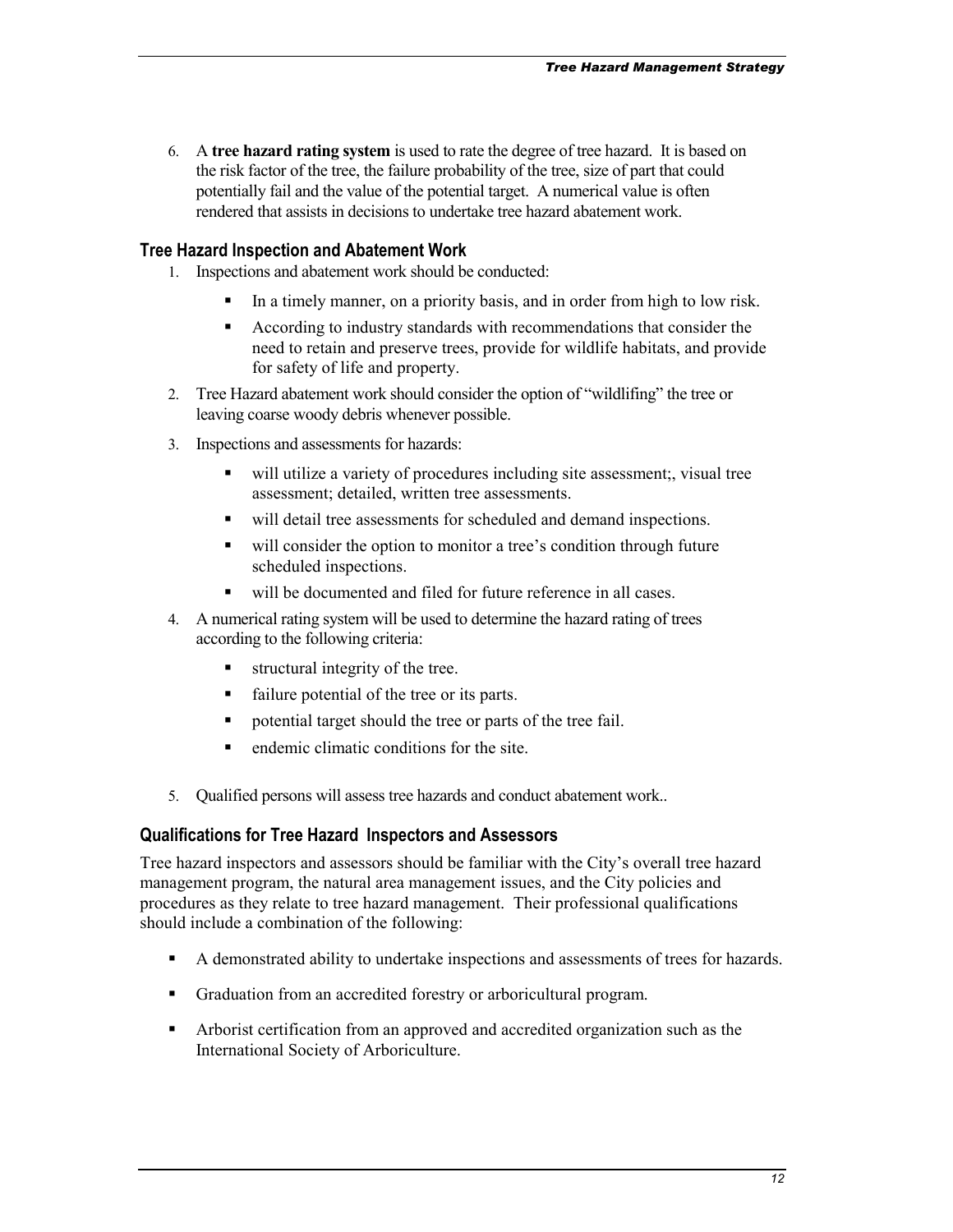6. A **tree hazard rating system** is used to rate the degree of tree hazard. It is based on the risk factor of the tree, the failure probability of the tree, size of part that could potentially fail and the value of the potential target. A numerical value is often rendered that assists in decisions to undertake tree hazard abatement work.

### Tree Hazard Inspection and Abatement Work

1. Inspections and abatement work should be conducted:
   - In a timely manner, on a priority basis, and in order from high to low risk.
   - According to industry standards with recommendations that consider the need to retain and preserve trees, provide for wildlife habitats, and provide for safety of life and property.
2. Tree Hazard abatement work should consider the option of "wildlifing" the tree or leaving coarse woody debris whenever possible.
3. Inspections and assessments for hazards:
   - will utilize a variety of procedures including site assessment;, visual tree assessment; detailed, written tree assessments.
   - will detail tree assessments for scheduled and demand inspections.
   - will consider the option to monitor a tree's condition through future scheduled inspections.
   - will be documented and filed for future reference in all cases.
4. A numerical rating system will be used to determine the hazard rating of trees according to the following criteria:
   - structural integrity of the tree.
   - failure potential of the tree or its parts.
   - potential target should the tree or parts of the tree fail.
   - endemic climatic conditions for the site.
5. Qualified persons will assess tree hazards and conduct abatement work..

### Qualifications for Tree Hazard Inspectors and Assessors

Tree hazard inspectors and assessors should be familiar with the City's overall tree hazard management program, the natural area management issues, and the City policies and procedures as they relate to tree hazard management. Their professional qualifications should include a combination of the following:

- A demonstrated ability to undertake inspections and assessments of trees for hazards.
- Graduation from an accredited forestry or arboricultural program.
- Arborist certification from an approved and accredited organization such as the International Society of Arboriculture.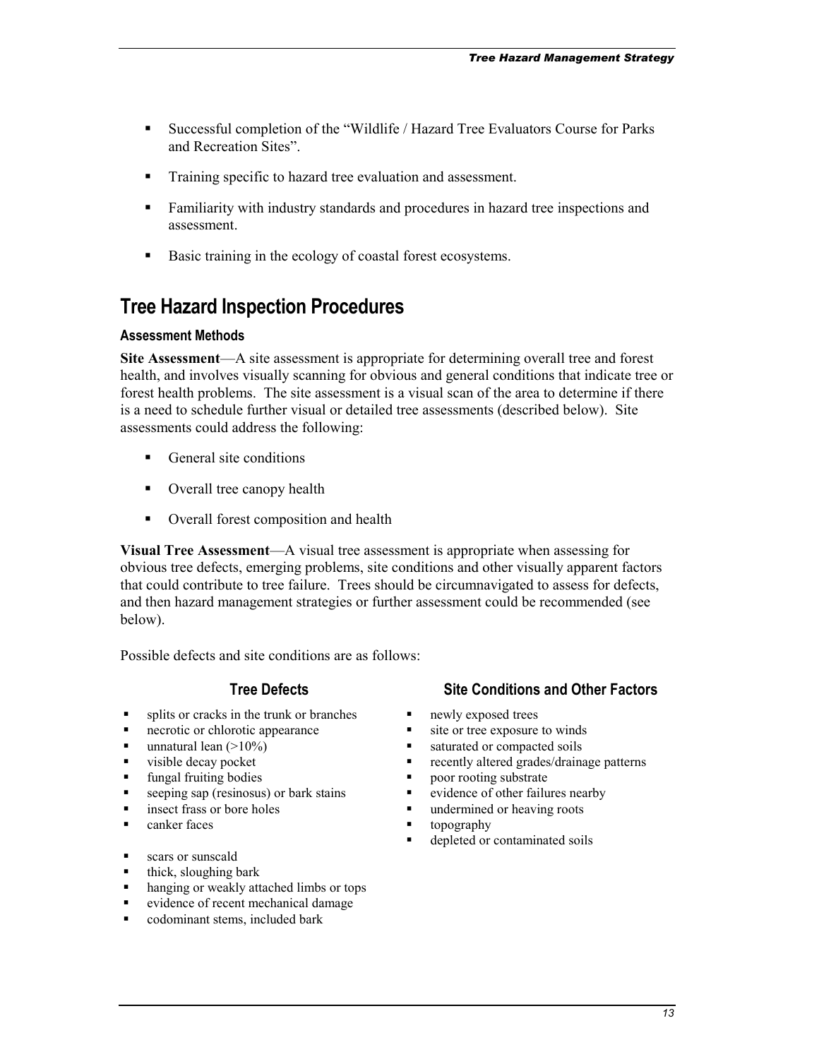- Successful completion of the “Wildlife / Hazard Tree Evaluators Course for Parks and Recreation Sites”.
- Training specific to hazard tree evaluation and assessment.
- Familiarity with industry standards and procedures in hazard tree inspections and assessment.
- Basic training in the ecology of coastal forest ecosystems.

## Tree Hazard Inspection Procedures

### Assessment Methods

**Site Assessment**—A site assessment is appropriate for determining overall tree and forest health, and involves visually scanning for obvious and general conditions that indicate tree or forest health problems. The site assessment is a visual scan of the area to determine if there is a need to schedule further visual or detailed tree assessments (described below). Site assessments could address the following:

- General site conditions
- Overall tree canopy health
- Overall forest composition and health

**Visual Tree Assessment**—A visual tree assessment is appropriate when assessing for obvious tree defects, emerging problems, site conditions and other visually apparent factors that could contribute to tree failure. Trees should be circumnavigated to assess for defects, and then hazard management strategies or further assessment could be recommended (see below).

Possible defects and site conditions are as follows:

#### Tree Defects

- splits or cracks in the trunk or branches
- necrotic or chlorotic appearance
- unnatural lean (>10%)
- visible decay pocket
- fungal fruiting bodies
- seeping sap (resinosus) or bark stains
- insect frass or bore holes
- canker faces

- scars or sunscald
- thick, sloughing bark
- hanging or weakly attached limbs or tops
- evidence of recent mechanical damage
- codominant stems, included bark

#### Site Conditions and Other Factors

- newly exposed trees
- site or tree exposure to winds
- saturated or compacted soils
- recently altered grades/drainage patterns
- poor rooting substrate
- evidence of other failures nearby
- undermined or heaving roots
- topography
- depleted or contaminated soils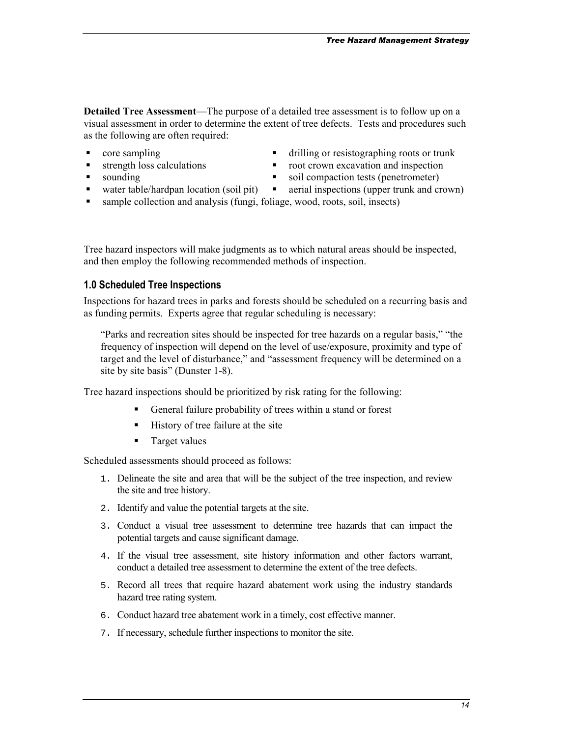**Detailed Tree Assessment**—The purpose of a detailed tree assessment is to follow up on a visual assessment in order to determine the extent of tree defects. Tests and procedures such as the following are often required:

- core sampling
- strength loss calculations
- sounding
- water table/hardpan location (soil pit)
- drilling or resistographing roots or trunk
- root crown excavation and inspection
- soil compaction tests (penetrometer)
- aerial inspections (upper trunk and crown)
- sample collection and analysis (fungi, foliage, wood, roots, soil, insects)

Tree hazard inspectors will make judgments as to which natural areas should be inspected, and then employ the following recommended methods of inspection.

## 1.0 Scheduled Tree Inspections

Inspections for hazard trees in parks and forests should be scheduled on a recurring basis and as funding permits. Experts agree that regular scheduling is necessary:

> "Parks and recreation sites should be inspected for tree hazards on a regular basis," "the frequency of inspection will depend on the level of use/exposure, proximity and type of target and the level of disturbance," and "assessment frequency will be determined on a site by site basis" (Dunster 1-8).

Tree hazard inspections should be prioritized by risk rating for the following:

- General failure probability of trees within a stand or forest
- History of tree failure at the site
- Target values

Scheduled assessments should proceed as follows:

1. Delineate the site and area that will be the subject of the tree inspection, and review the site and tree history.
2. Identify and value the potential targets at the site.
3. Conduct a visual tree assessment to determine tree hazards that can impact the potential targets and cause significant damage.
4. If the visual tree assessment, site history information and other factors warrant, conduct a detailed tree assessment to determine the extent of the tree defects.
5. Record all trees that require hazard abatement work using the industry standards hazard tree rating system.
6. Conduct hazard tree abatement work in a timely, cost effective manner.
7. If necessary, schedule further inspections to monitor the site.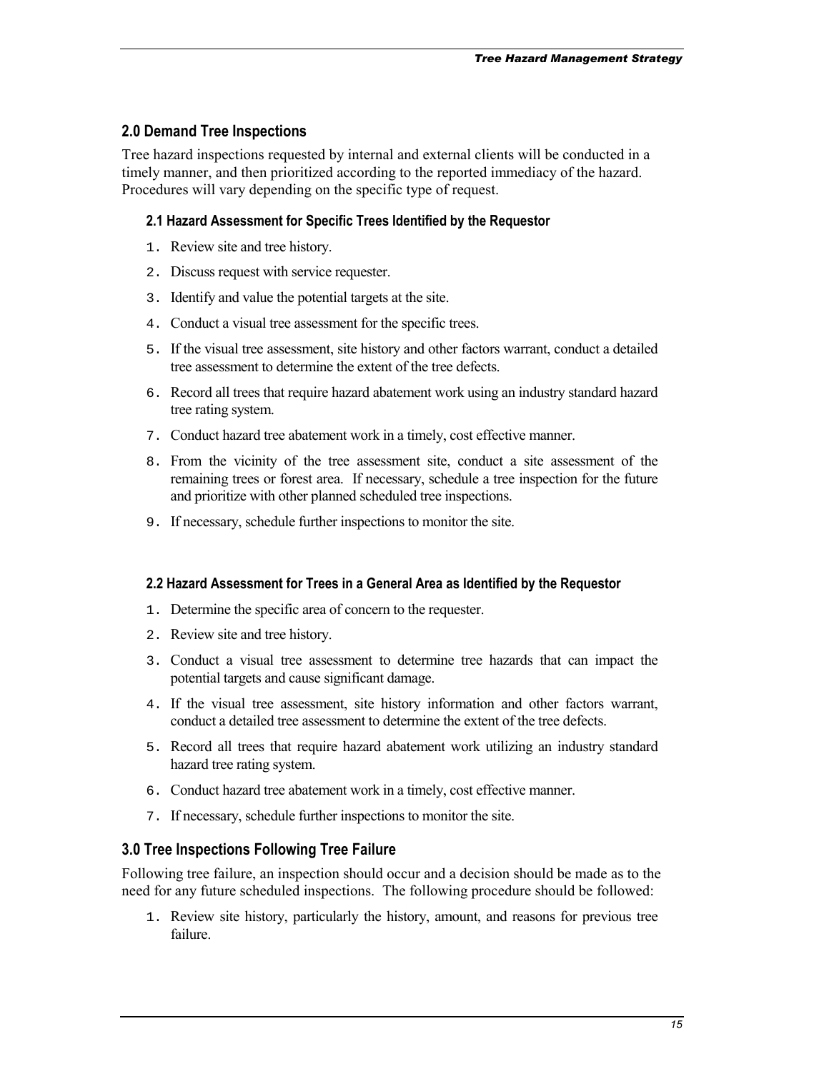## 2.0 Demand Tree Inspections

Tree hazard inspections requested by internal and external clients will be conducted in a timely manner, and then prioritized according to the reported immediacy of the hazard. Procedures will vary depending on the specific type of request.

### 2.1 Hazard Assessment for Specific Trees Identified by the Requestor

1. Review site and tree history.
2. Discuss request with service requester.
3. Identify and value the potential targets at the site.
4. Conduct a visual tree assessment for the specific trees.
5. If the visual tree assessment, site history and other factors warrant, conduct a detailed tree assessment to determine the extent of the tree defects.
6. Record all trees that require hazard abatement work using an industry standard hazard tree rating system.
7. Conduct hazard tree abatement work in a timely, cost effective manner.
8. From the vicinity of the tree assessment site, conduct a site assessment of the remaining trees or forest area. If necessary, schedule a tree inspection for the future and prioritize with other planned scheduled tree inspections.
9. If necessary, schedule further inspections to monitor the site.

### 2.2 Hazard Assessment for Trees in a General Area as Identified by the Requestor

1. Determine the specific area of concern to the requester.
2. Review site and tree history.
3. Conduct a visual tree assessment to determine tree hazards that can impact the potential targets and cause significant damage.
4. If the visual tree assessment, site history information and other factors warrant, conduct a detailed tree assessment to determine the extent of the tree defects.
5. Record all trees that require hazard abatement work utilizing an industry standard hazard tree rating system.
6. Conduct hazard tree abatement work in a timely, cost effective manner.
7. If necessary, schedule further inspections to monitor the site.

## 3.0 Tree Inspections Following Tree Failure

Following tree failure, an inspection should occur and a decision should be made as to the need for any future scheduled inspections. The following procedure should be followed:

1. Review site history, particularly the history, amount, and reasons for previous tree failure.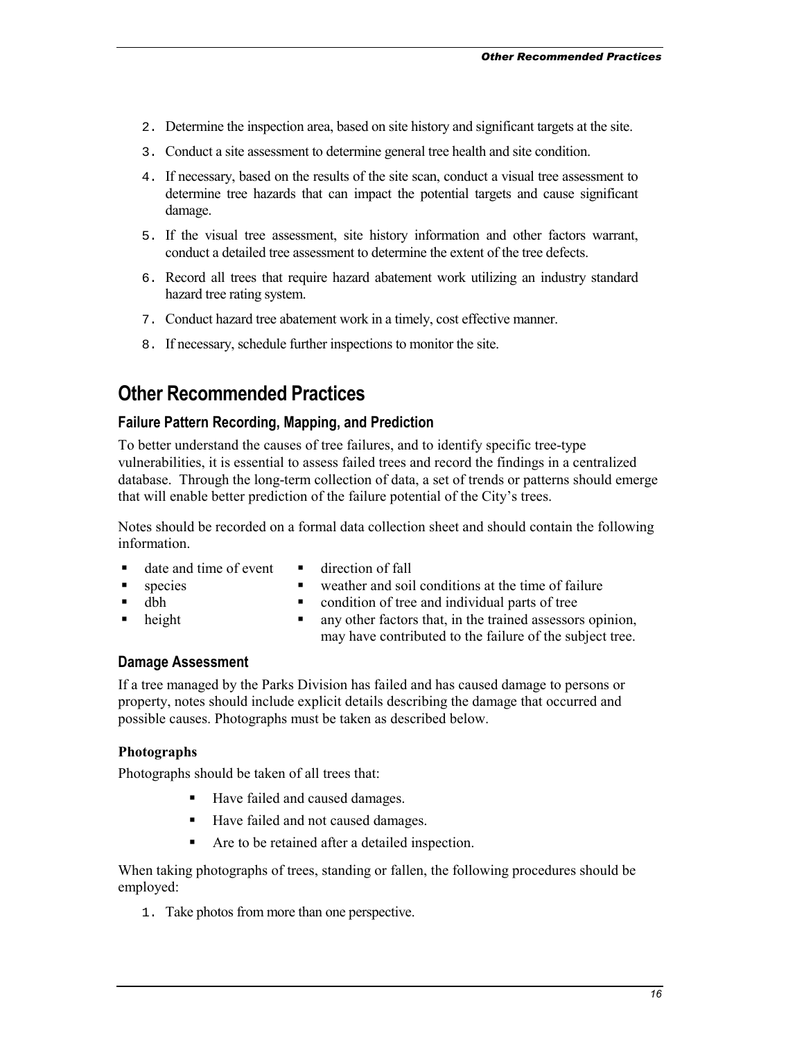2. Determine the inspection area, based on site history and significant targets at the site.
3. Conduct a site assessment to determine general tree health and site condition.
4. If necessary, based on the results of the site scan, conduct a visual tree assessment to determine tree hazards that can impact the potential targets and cause significant damage.
5. If the visual tree assessment, site history information and other factors warrant, conduct a detailed tree assessment to determine the extent of the tree defects.
6. Record all trees that require hazard abatement work utilizing an industry standard hazard tree rating system.
7. Conduct hazard tree abatement work in a timely, cost effective manner.
8. If necessary, schedule further inspections to monitor the site.

## Other Recommended Practices

### Failure Pattern Recording, Mapping, and Prediction

To better understand the causes of tree failures, and to identify specific tree-type vulnerabilities, it is essential to assess failed trees and record the findings in a centralized database. Through the long-term collection of data, a set of trends or patterns should emerge that will enable better prediction of the failure potential of the City's trees.

Notes should be recorded on a formal data collection sheet and should contain the following information.

- date and time of event
- species
- dbh
- height
- direction of fall
- weather and soil conditions at the time of failure
- condition of tree and individual parts of tree
- any other factors that, in the trained assessors opinion, may have contributed to the failure of the subject tree.

### Damage Assessment

If a tree managed by the Parks Division has failed and has caused damage to persons or property, notes should include explicit details describing the damage that occurred and possible causes. Photographs must be taken as described below.

**Photographs**

Photographs should be taken of all trees that:

- Have failed and caused damages.
- Have failed and not caused damages.
- Are to be retained after a detailed inspection.

When taking photographs of trees, standing or fallen, the following procedures should be employed:

1. Take photos from more than one perspective.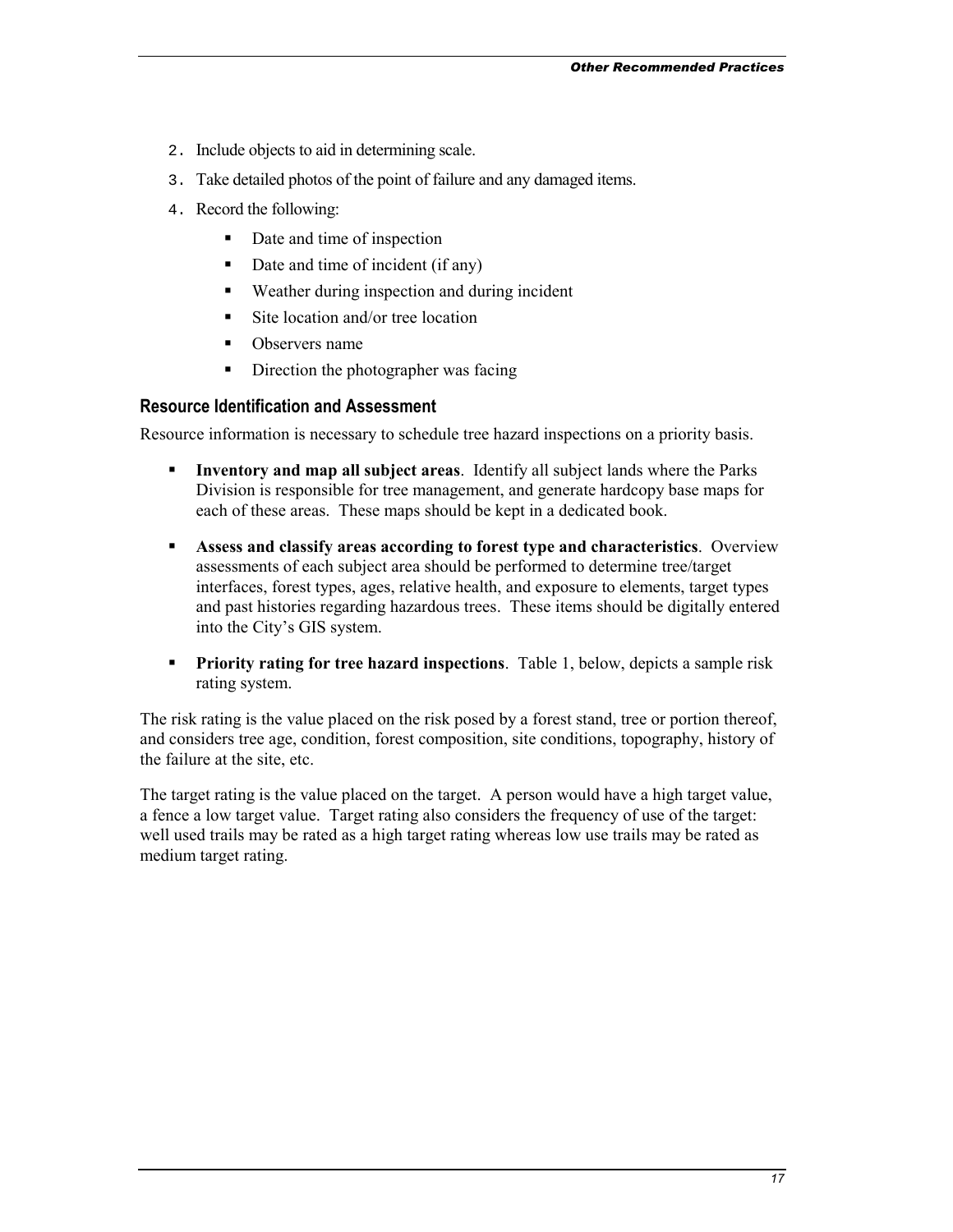2. Include objects to aid in determining scale.
3. Take detailed photos of the point of failure and any damaged items.
4. Record the following:
   - Date and time of inspection
   - Date and time of incident (if any)
   - Weather during inspection and during incident
   - Site location and/or tree location
   - Observers name
   - Direction the photographer was facing

### Resource Identification and Assessment

Resource information is necessary to schedule tree hazard inspections on a priority basis.

- **Inventory and map all subject areas**. Identify all subject lands where the Parks Division is responsible for tree management, and generate hardcopy base maps for each of these areas. These maps should be kept in a dedicated book.
- **Assess and classify areas according to forest type and characteristics**. Overview assessments of each subject area should be performed to determine tree/target interfaces, forest types, ages, relative health, and exposure to elements, target types and past histories regarding hazardous trees. These items should be digitally entered into the City's GIS system.
- **Priority rating for tree hazard inspections**. Table 1, below, depicts a sample risk rating system.

The risk rating is the value placed on the risk posed by a forest stand, tree or portion thereof, and considers tree age, condition, forest composition, site conditions, topography, history of the failure at the site, etc.

The target rating is the value placed on the target. A person would have a high target value, a fence a low target value. Target rating also considers the frequency of use of the target: well used trails may be rated as a high target rating whereas low use trails may be rated as medium target rating.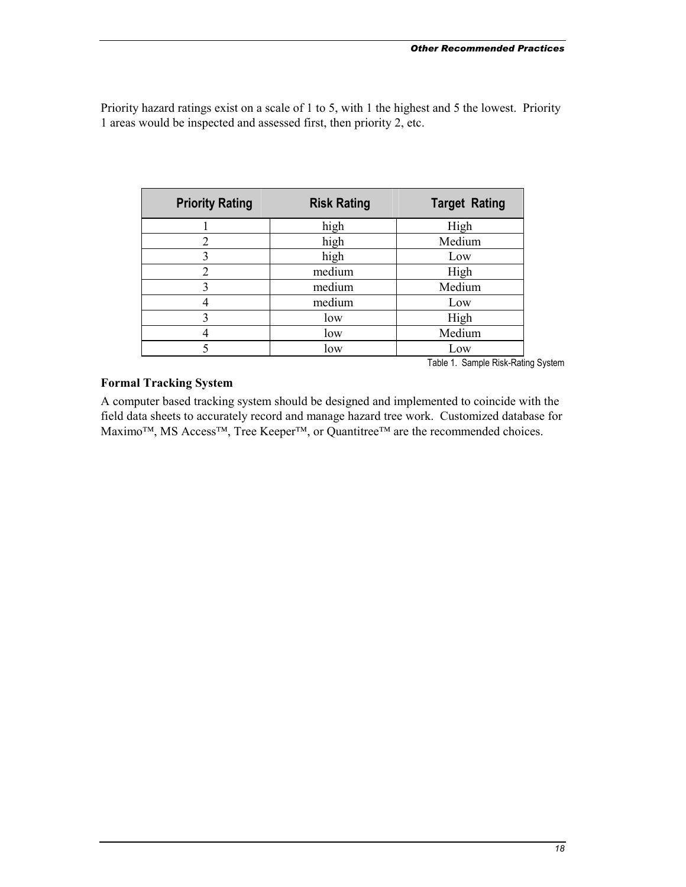Priority hazard ratings exist on a scale of 1 to 5, with 1 the highest and 5 the lowest. Priority 1 areas would be inspected and assessed first, then priority 2, etc.

| Priority Rating | Risk Rating | Target Rating |
|---|---|---|
| 1 | high | High |
| 2 | high | Medium |
| 3 | high | Low |
| 2 | medium | High |
| 3 | medium | Medium |
| 4 | medium | Low |
| 3 | low | High |
| 4 | low | Medium |
| 5 | low | Low |

Table 1. Sample Risk-Rating System

### Formal Tracking System

A computer based tracking system should be designed and implemented to coincide with the field data sheets to accurately record and manage hazard tree work. Customized database for Maximo™, MS Access™, Tree Keeper™, or Quantitree™ are the recommended choices.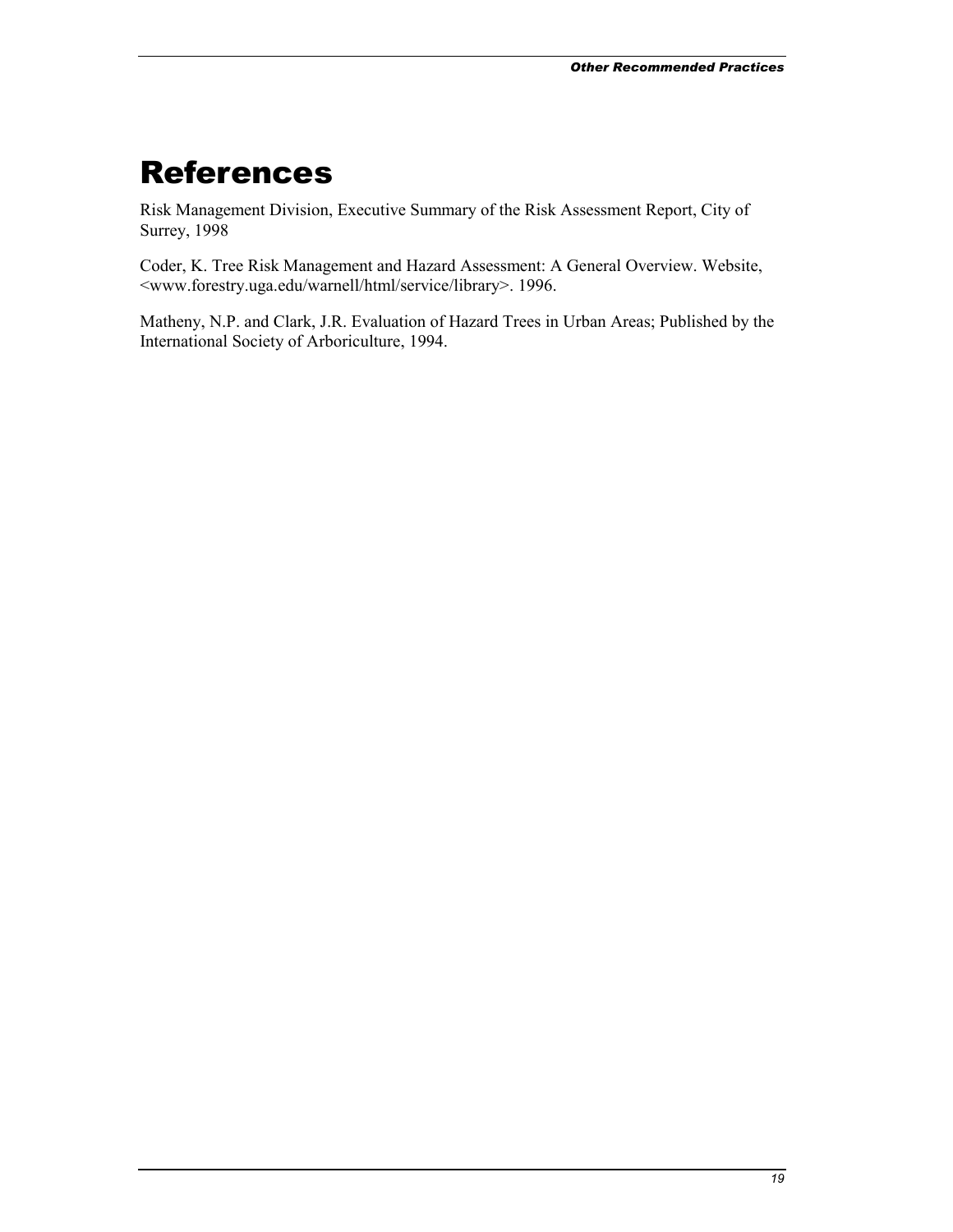# References

Risk Management Division, Executive Summary of the Risk Assessment Report, City of Surrey, 1998

Coder, K. Tree Risk Management and Hazard Assessment: A General Overview. Website, <www.forestry.uga.edu/warnell/html/service/library>. 1996.

Matheny, N.P. and Clark, J.R. Evaluation of Hazard Trees in Urban Areas; Published by the International Society of Arboriculture, 1994.